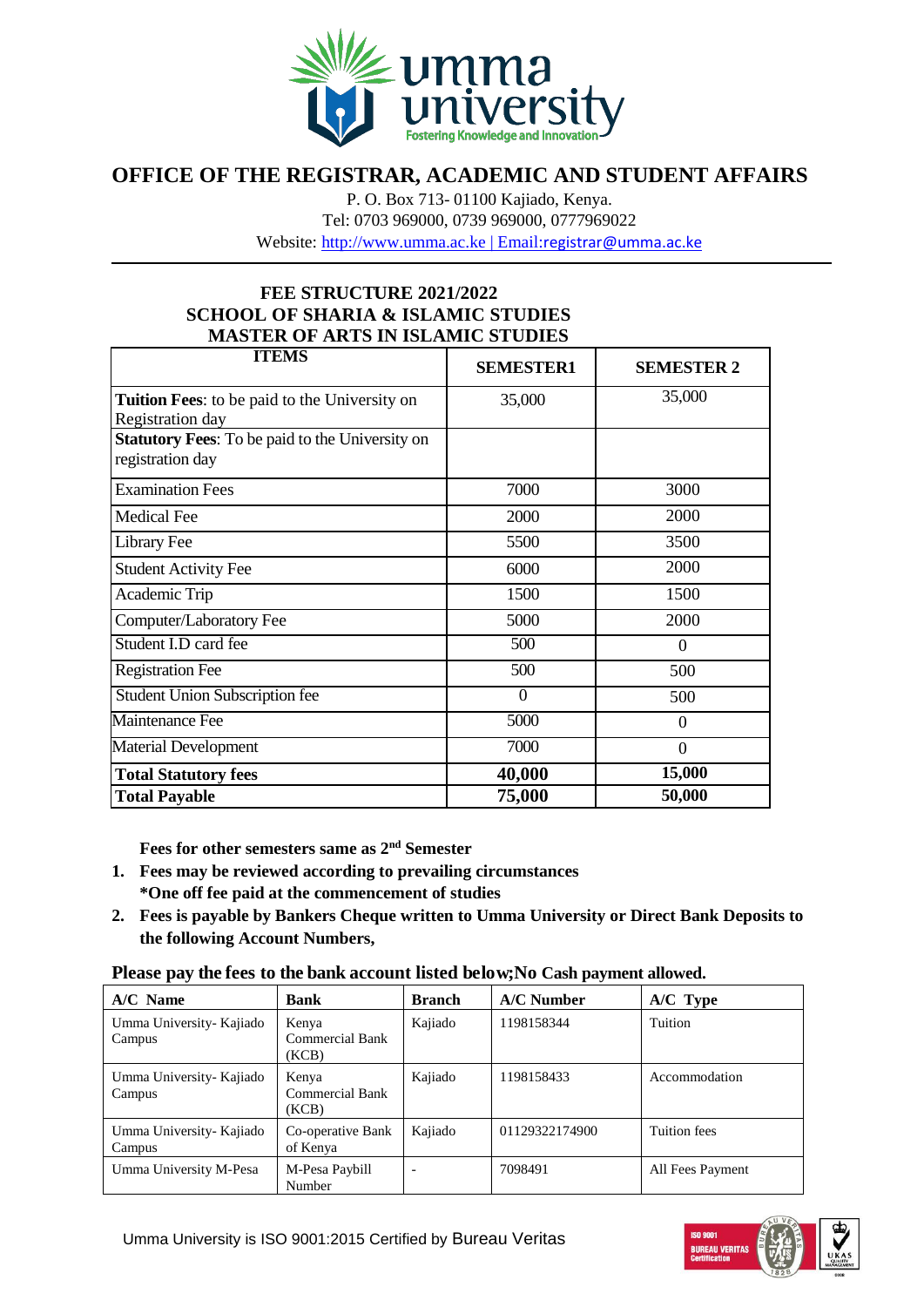# OFFICE OF THE REGISTRAR, ACADEMIC AND STUDENT AFFAIRS

P. O. Box 713- 01100 Kajiado, Kenya.
Tel: 0703 969000, 0739 969000, 0777969022
Website: http://www.umma.ac.ke | Email:registrar@umma.ac.ke

## FEE STRUCTURE 2021/2022
## SCHOOL OF SHARIA & ISLAMIC STUDIES
## MASTER OF ARTS IN ISLAMIC STUDIES

| ITEMS | SEMESTER1 | SEMESTER 2 |
|---|---|---|
| **Tuition Fees**: to be paid to the University on Registration day | 35,000 | 35,000 |
| **Statutory Fees**: To be paid to the University on registration day | | |
| Examination Fees | 7000 | 3000 |
| Medical Fee | 2000 | 2000 |
| Library Fee | 5500 | 3500 |
| Student Activity Fee | 6000 | 2000 |
| Academic Trip | 1500 | 1500 |
| Computer/Laboratory Fee | 5000 | 2000 |
| Student I.D card fee | 500 | 0 |
| Registration Fee | 500 | 500 |
| Student Union Subscription fee | 0 | 500 |
| Maintenance Fee | 5000 | 0 |
| Material Development | 7000 | 0 |
| **Total Statutory fees** | **40,000** | **15,000** |
| **Total Payable** | **75,000** | **50,000** |

**Fees for other semesters same as 2nd Semester**

1. **Fees may be reviewed according to prevailing circumstances**
   **\*One off fee paid at the commencement of studies**
2. **Fees is payable by Bankers Cheque written to Umma University or Direct Bank Deposits to the following Account Numbers,**

**Please pay the fees to the bank account listed below;No Cash payment allowed.**

| A/C Name | Bank | Branch | A/C Number | A/C Type |
|---|---|---|---|---|
| Umma University- Kajiado Campus | Kenya Commercial Bank (KCB) | Kajiado | 1198158344 | Tuition |
| Umma University- Kajiado Campus | Kenya Commercial Bank (KCB) | Kajiado | 1198158433 | Accommodation |
| Umma University- Kajiado Campus | Co-operative Bank of Kenya | Kajiado | 01129322174900 | Tuition fees |
| Umma University M-Pesa | M-Pesa Paybill Number | - | 7098491 | All Fees Payment |

Umma University is ISO 9001:2015 Certified by Bureau Veritas